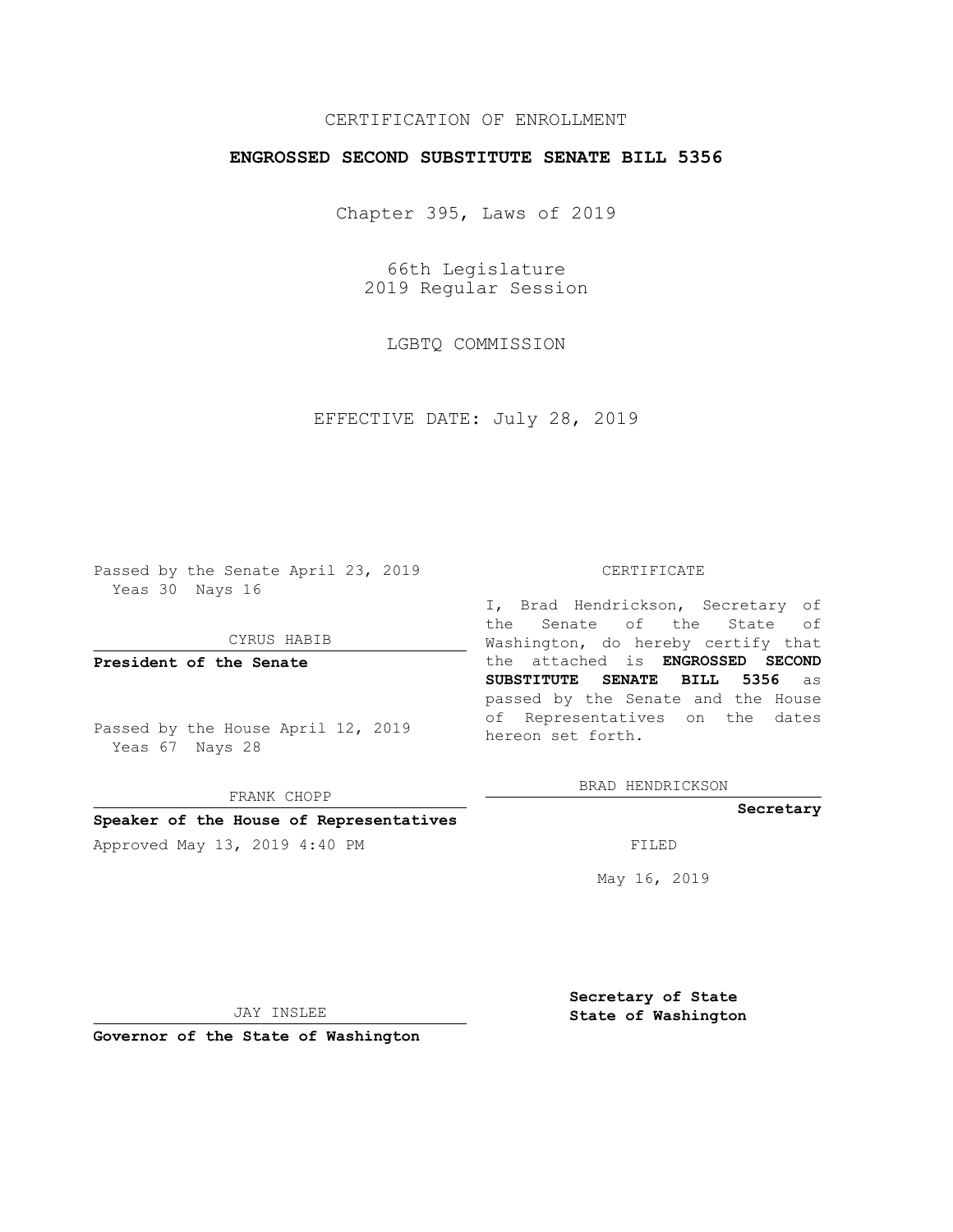CERTIFICATION OF ENROLLMENT

**ENGROSSED SECOND SUBSTITUTE SENATE BILL 5356**

Chapter 395, Laws of 2019

66th Legislature
2019 Regular Session

LGBTQ COMMISSION

EFFECTIVE DATE: July 28, 2019

Passed by the Senate April 23, 2019
Yeas 30 Nays 16

CYRUS HABIB

**President of the Senate**

Passed by the House April 12, 2019
Yeas 67 Nays 28

FRANK CHOPP

**Speaker of the House of Representatives**

Approved May 13, 2019 4:40 PM

JAY INSLEE

**Governor of the State of Washington**

CERTIFICATE

I, Brad Hendrickson, Secretary of the Senate of the State of Washington, do hereby certify that the attached is **ENGROSSED SECOND SUBSTITUTE SENATE BILL 5356** as passed by the Senate and the House of Representatives on the dates hereon set forth.

BRAD HENDRICKSON

**Secretary**

FILED

May 16, 2019

**Secretary of State**
**State of Washington**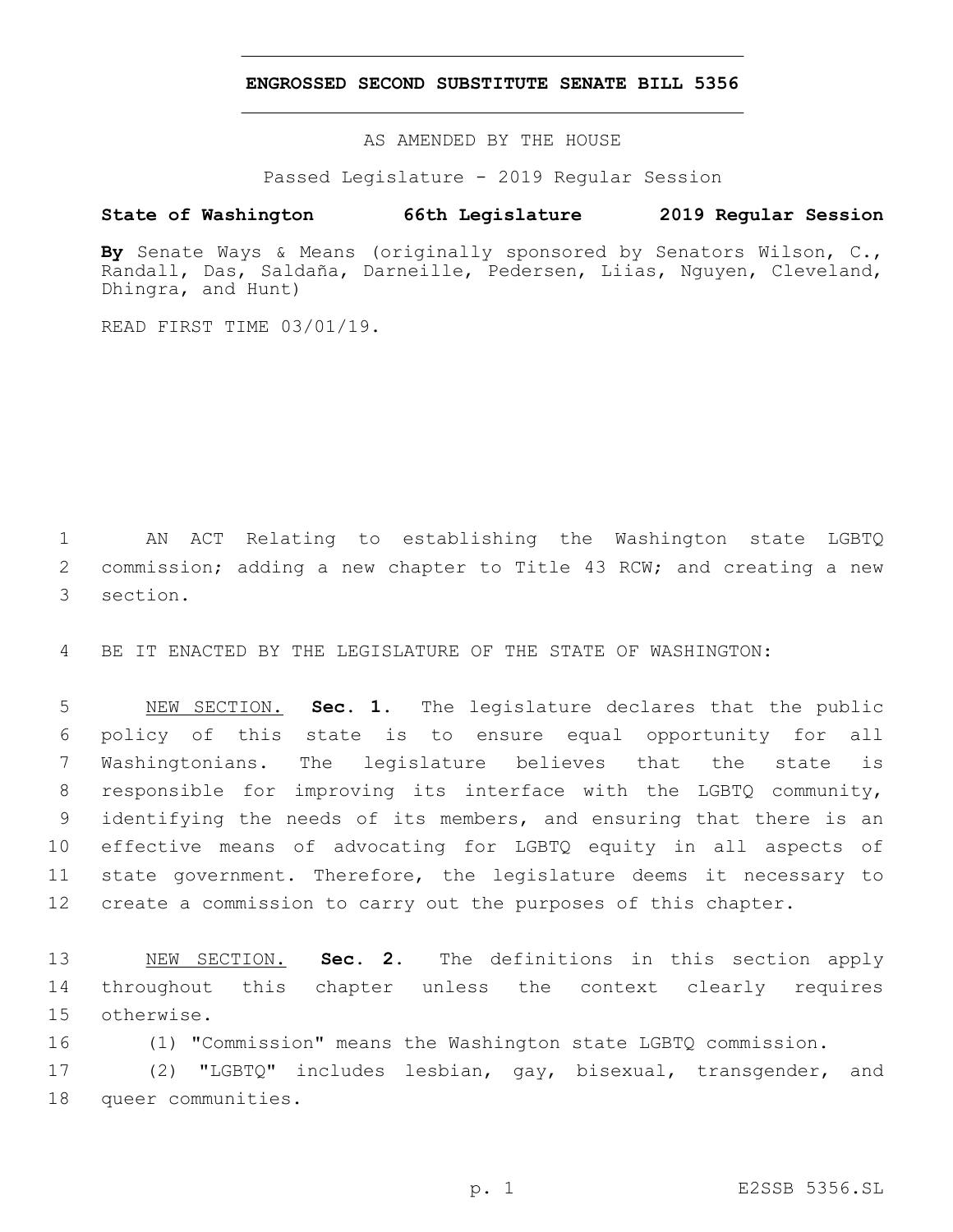# ENGROSSED SECOND SUBSTITUTE SENATE BILL 5356

AS AMENDED BY THE HOUSE

Passed Legislature - 2019 Regular Session

**State of Washington 66th Legislature 2019 Regular Session**

**By** Senate Ways & Means (originally sponsored by Senators Wilson, C., Randall, Das, Saldaña, Darneille, Pedersen, Liias, Nguyen, Cleveland, Dhingra, and Hunt)

READ FIRST TIME 03/01/19.

AN ACT Relating to establishing the Washington state LGBTQ commission; adding a new chapter to Title 43 RCW; and creating a new section.

BE IT ENACTED BY THE LEGISLATURE OF THE STATE OF WASHINGTON:

NEW SECTION. **Sec. 1.** The legislature declares that the public policy of this state is to ensure equal opportunity for all Washingtonians. The legislature believes that the state is responsible for improving its interface with the LGBTQ community, identifying the needs of its members, and ensuring that there is an effective means of advocating for LGBTQ equity in all aspects of state government. Therefore, the legislature deems it necessary to create a commission to carry out the purposes of this chapter.

NEW SECTION. **Sec. 2.** The definitions in this section apply throughout this chapter unless the context clearly requires otherwise.

(1) "Commission" means the Washington state LGBTQ commission.

(2) "LGBTQ" includes lesbian, gay, bisexual, transgender, and queer communities.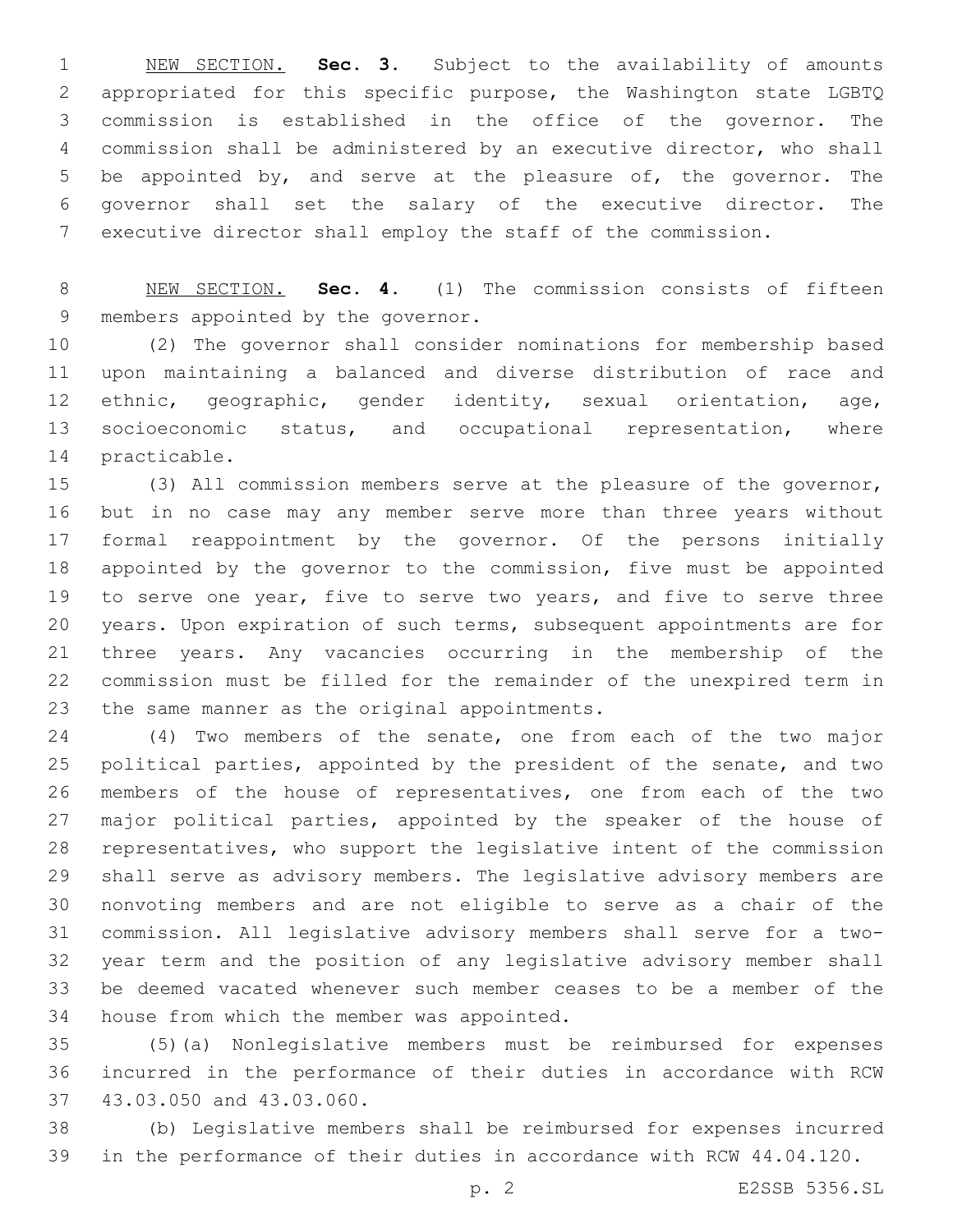NEW SECTION. **Sec. 3.** Subject to the availability of amounts appropriated for this specific purpose, the Washington state LGBTQ commission is established in the office of the governor. The commission shall be administered by an executive director, who shall be appointed by, and serve at the pleasure of, the governor. The governor shall set the salary of the executive director. The executive director shall employ the staff of the commission.

NEW SECTION. **Sec. 4.** (1) The commission consists of fifteen members appointed by the governor.

(2) The governor shall consider nominations for membership based upon maintaining a balanced and diverse distribution of race and ethnic, geographic, gender identity, sexual orientation, age, socioeconomic status, and occupational representation, where practicable.

(3) All commission members serve at the pleasure of the governor, but in no case may any member serve more than three years without formal reappointment by the governor. Of the persons initially appointed by the governor to the commission, five must be appointed to serve one year, five to serve two years, and five to serve three years. Upon expiration of such terms, subsequent appointments are for three years. Any vacancies occurring in the membership of the commission must be filled for the remainder of the unexpired term in the same manner as the original appointments.

(4) Two members of the senate, one from each of the two major political parties, appointed by the president of the senate, and two members of the house of representatives, one from each of the two major political parties, appointed by the speaker of the house of representatives, who support the legislative intent of the commission shall serve as advisory members. The legislative advisory members are nonvoting members and are not eligible to serve as a chair of the commission. All legislative advisory members shall serve for a two-year term and the position of any legislative advisory member shall be deemed vacated whenever such member ceases to be a member of the house from which the member was appointed.

(5)(a) Nonlegislative members must be reimbursed for expenses incurred in the performance of their duties in accordance with RCW 43.03.050 and 43.03.060.

(b) Legislative members shall be reimbursed for expenses incurred in the performance of their duties in accordance with RCW 44.04.120.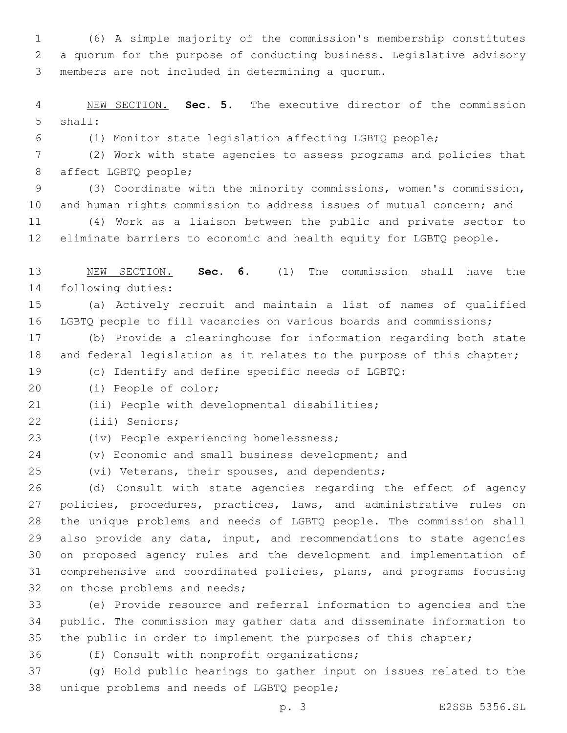(6) A simple majority of the commission's membership constitutes a quorum for the purpose of conducting business. Legislative advisory members are not included in determining a quorum.

NEW SECTION. **Sec. 5.** The executive director of the commission shall:

(1) Monitor state legislation affecting LGBTQ people;

(2) Work with state agencies to assess programs and policies that affect LGBTQ people;

(3) Coordinate with the minority commissions, women's commission, and human rights commission to address issues of mutual concern; and

(4) Work as a liaison between the public and private sector to eliminate barriers to economic and health equity for LGBTQ people.

NEW SECTION. **Sec. 6.** (1) The commission shall have the following duties:

(a) Actively recruit and maintain a list of names of qualified LGBTQ people to fill vacancies on various boards and commissions;

(b) Provide a clearinghouse for information regarding both state and federal legislation as it relates to the purpose of this chapter;

(c) Identify and define specific needs of LGBTQ:

(i) People of color;

(ii) People with developmental disabilities;

(iii) Seniors;

(iv) People experiencing homelessness;

(v) Economic and small business development; and

(vi) Veterans, their spouses, and dependents;

(d) Consult with state agencies regarding the effect of agency policies, procedures, practices, laws, and administrative rules on the unique problems and needs of LGBTQ people. The commission shall also provide any data, input, and recommendations to state agencies on proposed agency rules and the development and implementation of comprehensive and coordinated policies, plans, and programs focusing on those problems and needs;

(e) Provide resource and referral information to agencies and the public. The commission may gather data and disseminate information to the public in order to implement the purposes of this chapter;

(f) Consult with nonprofit organizations;

(g) Hold public hearings to gather input on issues related to the unique problems and needs of LGBTQ people;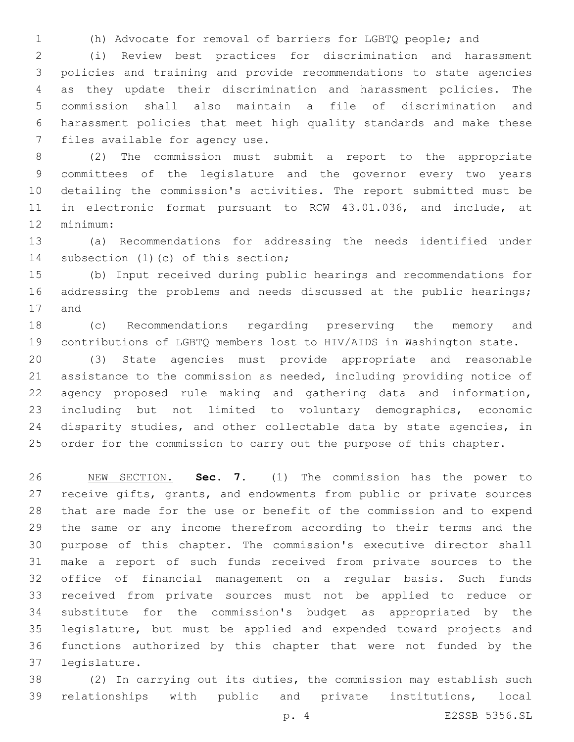(h) Advocate for removal of barriers for LGBTQ people; and

(i) Review best practices for discrimination and harassment policies and training and provide recommendations to state agencies as they update their discrimination and harassment policies. The commission shall also maintain a file of discrimination and harassment policies that meet high quality standards and make these files available for agency use.

(2) The commission must submit a report to the appropriate committees of the legislature and the governor every two years detailing the commission's activities. The report submitted must be in electronic format pursuant to RCW 43.01.036, and include, at minimum:

(a) Recommendations for addressing the needs identified under subsection (1)(c) of this section;

(b) Input received during public hearings and recommendations for addressing the problems and needs discussed at the public hearings; and

(c) Recommendations regarding preserving the memory and contributions of LGBTQ members lost to HIV/AIDS in Washington state.

(3) State agencies must provide appropriate and reasonable assistance to the commission as needed, including providing notice of agency proposed rule making and gathering data and information, including but not limited to voluntary demographics, economic disparity studies, and other collectable data by state agencies, in order for the commission to carry out the purpose of this chapter.

NEW SECTION. **Sec. 7.** (1) The commission has the power to receive gifts, grants, and endowments from public or private sources that are made for the use or benefit of the commission and to expend the same or any income therefrom according to their terms and the purpose of this chapter. The commission's executive director shall make a report of such funds received from private sources to the office of financial management on a regular basis. Such funds received from private sources must not be applied to reduce or substitute for the commission's budget as appropriated by the legislature, but must be applied and expended toward projects and functions authorized by this chapter that were not funded by the legislature.

(2) In carrying out its duties, the commission may establish such relationships with public and private institutions, local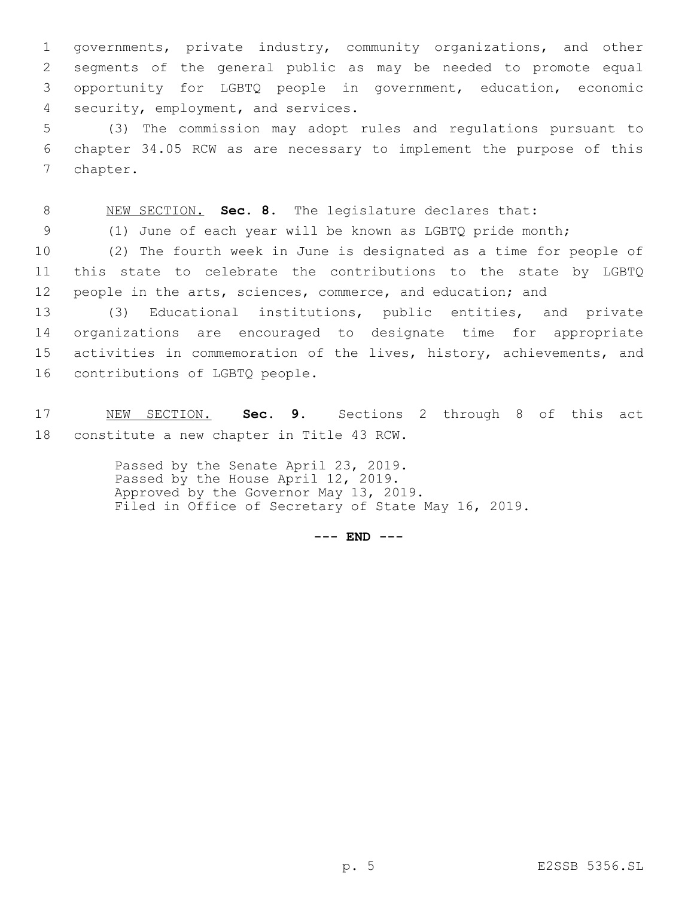governments, private industry, community organizations, and other segments of the general public as may be needed to promote equal opportunity for LGBTQ people in government, education, economic security, employment, and services.

(3) The commission may adopt rules and regulations pursuant to chapter 34.05 RCW as are necessary to implement the purpose of this chapter.

NEW SECTION. **Sec. 8.** The legislature declares that:

(1) June of each year will be known as LGBTQ pride month;

(2) The fourth week in June is designated as a time for people of this state to celebrate the contributions to the state by LGBTQ people in the arts, sciences, commerce, and education; and

(3) Educational institutions, public entities, and private organizations are encouraged to designate time for appropriate activities in commemoration of the lives, history, achievements, and contributions of LGBTQ people.

NEW SECTION. **Sec. 9.** Sections 2 through 8 of this act constitute a new chapter in Title 43 RCW.

Passed by the Senate April 23, 2019.
Passed by the House April 12, 2019.
Approved by the Governor May 13, 2019.
Filed in Office of Secretary of State May 16, 2019.

**--- END ---**